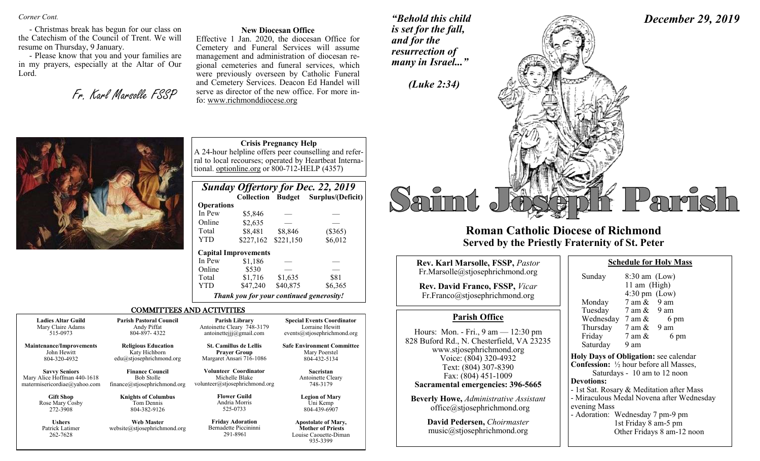*Corner Cont.*

- Christmas break has begun for our class on the Catechism of the Council of Trent. We will resume on Thursday, 9 January.
- Please know that you and your families are in my prayers, especially at the Altar of Our Lord.

*Fr. Karl Marsolle FSSP*

**New Diocesan Office**

Effective 1 Jan. 2020, the diocesan Office for Cemetery and Funeral Services will assume management and administration of diocesan regional cemeteries and funeral services, which were previously overseen by Catholic Funeral and Cemetery Services. Deacon Ed Handel will serve as director of the new office. For more info: www.richmonddiocese.org

**Crisis Pregnancy Help**

A 24-hour helpline offers peer counselling and referral to local recourses; operated by Heartbeat International. optionline.org or 800-712-HELP (4357)

## *Sunday Offertory for Dec. 22, 2019*

| | Collection | Budget | Surplus/(Deficit) |
|---|---|---|---|
| **Operations** | | | |
| In Pew | $5,846 | — | — |
| Online | $2,635 | — | — |
| Total | $8,481 | $8,846 | ($365) |
| YTD | $227,162 | $221,150 | $6,012 |
| **Capital Improvements** | | | |
| In Pew | $1,186 | — | — |
| Online | $530 | — | — |
| Total | $1,716 | $1,635 | $81 |
| YTD | $47,240 | $40,875 | $6,365 |

*Thank you for your continued generosity!*

## COMMITTEES AND ACTIVITIES

| | | | |
|---|---|---|---|
| **Ladies Altar Guild** Mary Claire Adams 515-0973 | **Parish Pastoral Council** Andy Piffat 804-897- 4322 | **Parish Library** Antoinette Cleary 748-3179 antoinettejjj@gmail.com | **Special Events Coordinator** Lorraine Hewitt events@stjosephrichmond.org |
| **Maintenance/Improvements** John Hewitt 804-320-4932 | **Religious Education** Katy Hichborn edu@stjosephrichmond.org | **St. Camillus de Lellis Prayer Group** Margaret Ansari 716-1086 | **Safe Environment Committee** Mary Poerstel 804-432-5134 |
| **Savvy Seniors** Mary Alice Hoffman 440-1618 matermisericordiae@yahoo.com | **Finance Council** Bob Stolle finance@stjosephrichmond.org | **Volunteer Coordinator** Michelle Blake volunteer@stjosephrichmond.org | **Sacristan** Antoinette Cleary 748-3179 |
| **Gift Shop** Rose Mary Cosby 272-3908 | **Knights of Columbus** Tom Dennis 804-382-9126 | **Flower Guild** Andria Morris 525-0733 | **Legion of Mary** Uni Kemp 804-439-6907 |
| **Ushers** Patrick Latimer 262-7628 | **Web Master** website@stjosephrichmond.org | **Friday Adoration** Bernadette Piccininni 291-8961 | **Apostolate of Mary, Mother of Priests** Louise Caouette-Diman 935-3399 |

*"Behold this child is set for the fall, and for the resurrection of many in Israel..."*

*(Luke 2:34)*

*December 29, 2019*

# Saint Joseph Parish

## Roman Catholic Diocese of Richmond
## Served by the Priestly Fraternity of St. Peter

**Rev. Karl Marsolle, FSSP,** *Pastor*
Fr.Marsolle@stjosephrichmond.org

**Rev. David Franco, FSSP,** *Vicar*
Fr.Franco@stjosephrichmond.org

### Parish Office

Hours: Mon. - Fri., 9 am — 12:30 pm
828 Buford Rd., N. Chesterfield, VA 23235
www.stjosephrichmond.org
Voice: (804) 320-4932
Text: (804) 307-8390
Fax: (804) 451-1009
**Sacramental emergencies: 396-5665**

**Beverly Howe,** *Administrative Assistant*
office@stjosephrichmond.org

**David Pedersen,** *Choirmaster*
music@stjosephrichmond.org

### Schedule for Holy Mass

| | |
|---|---|
| Sunday | 8:30 am (Low) |
| | 11 am (High) |
| | 4:30 pm (Low) |
| Monday | 7 am & 9 am |
| Tuesday | 7 am & 9 am |
| Wednesday | 7 am & 6 pm |
| Thursday | 7 am & 9 am |
| Friday | 7 am & 6 pm |
| Saturday | 9 am |

**Holy Days of Obligation:** see calendar
**Confession:** ½ hour before all Masses, Saturdays - 10 am to 12 noon
**Devotions:**
- 1st Sat. Rosary & Meditation after Mass
- Miraculous Medal Novena after Wednesday evening Mass
- Adoration: Wednesday 7 pm-9 pm
  1st Friday 8 am-5 pm
  Other Fridays 8 am-12 noon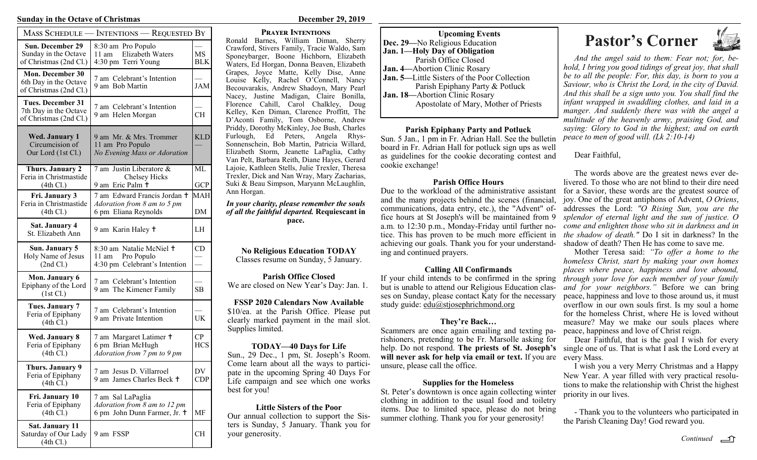**Sunday in the Octave of Christmas** **December 29, 2019**

| Mass Schedule — Intentions — Requested By | | |
|---|---|---|
| **Sun. December 29** Sunday in the Octave of Christmas (2nd Cl.) | 8:30 am Pro Populo<br>11 am Elizabeth Waters<br>4:30 pm Terri Young | —<br>MS<br>BLK |
| **Mon. December 30** 6th Day in the Octave of Christmas (2nd Cl.) | 7 am Celebrant's Intention<br>9 am Bob Martin | —<br>JAM |
| **Tues. December 31** 7th Day in the Octave of Christmas (2nd Cl.) | 7 am Celebrant's Intention<br>9 am Helen Morgan | —<br>CH |
| **Wed. January 1** Circumcision of Our Lord (1st Cl.) | 9 am Mr. & Mrs. Trommer<br>11 am Pro Populo<br>*No Evening Mass or Adoration* | KLD<br>— |
| **Thurs. January 2** Feria in Christmastide (4th Cl.) | 7 am Justin Liberatore & Chelsey Hicks<br>9 am Eric Palm † | ML<br>GCP |
| **Fri. January 3** Feria in Christmastide (4th Cl.) | 7 am Edward Francis Jordan †<br>*Adoration from 8 am to 5 pm*<br>6 pm Eliana Reynolds | MAH<br>DM |
| **Sat. January 4** St. Elizabeth Ann | 9 am Karin Haley † | LH |
| **Sun. January 5** Holy Name of Jesus (2nd Cl.) | 8:30 am Natalie McNiel †<br>11 am Pro Populo<br>4:30 pm Celebrant's Intention | CD<br>—<br>— |
| **Mon. January 6** Epiphany of the Lord (1st Cl.) | 7 am Celebrant's Intention<br>9 am The Kimener Family | —<br>SB |
| **Tues. January 7** Feria of Epiphany (4th Cl.) | 7 am Celebrant's Intention<br>9 am Private Intention | —<br>UK |
| **Wed. January 8** Feria of Epiphany (4th Cl.) | 7 am Margaret Latimer †<br>6 pm Brian McHugh<br>*Adoration from 7 pm to 9 pm* | CP<br>HCS |
| **Thurs. January 9** Feria of Epiphany (4th Cl.) | 7 am Jesus D. Villarroel<br>9 am James Charles Beck † | DV<br>CDP |
| **Fri. January 10** Feria of Epiphany (4th Cl.) | 7 am Sal LaPaglia<br>*Adoration from 8 am to 12 pm*<br>6 pm John Dunn Farmer, Jr. † | MF |
| **Sat. January 11** Saturday of Our Lady (4th Cl.) | 9 am FSSP | CH |

### Prayer Intentions

Ronald Barnes, William Diman, Sherry Crawford, Stivers Family, Tracie Waldo, Sam Sponeybarger, Boone Hichborn, Elizabeth Waters, Ed Horgan, Donna Beaven, Elizabeth Grapes, Joyce Matte, Kelly Dise, Anne Louise Kelly, Rachel O'Connell, Nancy Becouvarakis, Andrew Shadoyn, Mary Pearl Nacey, Justine Madigan, Claire Bonilla, Florence Cahill, Carol Chalkley, Doug Kelley, Ken Diman, Clarence Proffitt, The D'Aconti Family, Tom Osborne, Andrew Priddy, Dorothy McKinley, Joe Bush, Charles Furlough, Ed Peters, Angela Rhys-Sonnenschein, Bob Martin, Patricia Willard, Elizabeth Storm, Jeanette LaPaglia, Cathy Van Pelt, Barbara Reith, Diane Hayes, Gerard Lajoie, Kathleen Stells, Julie Trexler, Theresa Trexler, Dick and Nan Wray, Mary Zacharias, Suki & Beau Simpson, Maryann McLaughlin, Ann Horgan.

***In your charity, please remember the souls of all the faithful departed.* Requiescant in pace.**

### No Religious Education TODAY

Classes resume on Sunday, 5 January.

### Parish Office Closed

We are closed on New Year's Day: Jan. 1.

### FSSP 2020 Calendars Now Available

$10/ea. at the Parish Office. Please put clearly marked payment in the mail slot. Supplies limited.

### TODAY—40 Days for Life

Sun., 29 Dec., 1 pm, St. Joseph's Room. Come learn about all the ways to participate in the upcoming Spring 40 Days For Life campaign and see which one works best for you!

### Little Sisters of the Poor

Our annual collection to support the Sisters is Sunday, 5 January. Thank you for your generosity.

### Upcoming Events

**Dec. 29—**No Religious Education
**Jan. 1—Holy Day of Obligation**
Parish Office Closed
**Jan. 4—**Abortion Clinic Rosary
**Jan. 5—**Little Sisters of the Poor Collection
Parish Epiphany Party & Potluck
**Jan. 18—**Abortion Clinic Rosary
Apostolate of Mary, Mother of Priests

### Parish Epiphany Party and Potluck

Sun. 5 Jan., 1 pm in Fr. Adrian Hall. See the bulletin board in Fr. Adrian Hall for potluck sign ups as well as guidelines for the cookie decorating contest and cookie exchange!

### Parish Office Hours

Due to the workload of the administrative assistant and the many projects behind the scenes (financial, communications, data entry, etc.), the "Advent" office hours at St Joseph's will be maintained from 9 a.m. to 12:30 p.m., Monday-Friday until further notice. This has proven to be much more efficient in achieving our goals. Thank you for your understanding and continued prayers.

### Calling All Confirmands

If your child intends to be confirmed in the spring but is unable to attend our Religious Education classes on Sunday, please contact Katy for the necessary study guide: edu@stjosephrichmond.org

### They're Back…

Scammers are once again emailing and texting parishioners, pretending to be Fr. Marsolle asking for help. Do not respond. **The priests of St. Joseph's will never ask for help via email or text.** If you are unsure, please call the office.

### Supplies for the Homeless

St. Peter's downtown is once again collecting winter clothing in addition to the usual food and toiletry items. Due to limited space, please do not bring summer clothing. Thank you for your generosity!

# Pastor's Corner

*And the angel said to them: Fear not; for, behold, I bring you good tidings of great joy, that shall be to all the people: For, this day, is born to you a Saviour, who is Christ the Lord, in the city of David. And this shall be a sign unto you. You shall find the infant wrapped in swaddling clothes, and laid in a manger. And suddenly there was with the angel a multitude of the heavenly army, praising God, and saying: Glory to God in the highest; and on earth peace to men of good will. (Lk 2:10-14)*

Dear Faithful,

The words above are the greatest news ever delivered. To those who are not blind to their dire need for a Savior, these words are the greatest source of joy. One of the great antiphons of Advent, *O Oriens*, addresses the Lord: *"O Rising Sun, you are the splendor of eternal light and the sun of justice. O come and enlighten those who sit in darkness and in the shadow of death."* Do I sit in darkness? In the shadow of death? Then He has come to save me.

Mother Teresa said: *"To offer a home to the homeless Christ, start by making your own homes places where peace, happiness and love abound, through your love for each member of your family and for your neighbors."* Before we can bring peace, happiness and love to those around us, it must overflow in our own souls first. Is my soul a home for the homeless Christ, where He is loved without measure? May we make our souls places where peace, happiness and love of Christ reign.

Dear Faithful, that is the goal I wish for every single one of us. That is what I ask the Lord every at every Mass.

I wish you a very Merry Christmas and a Happy New Year. A year filled with very practical resolutions to make the relationship with Christ the highest priority in our lives.

- Thank you to the volunteers who participated in the Parish Cleaning Day! God reward you.

*Continued*